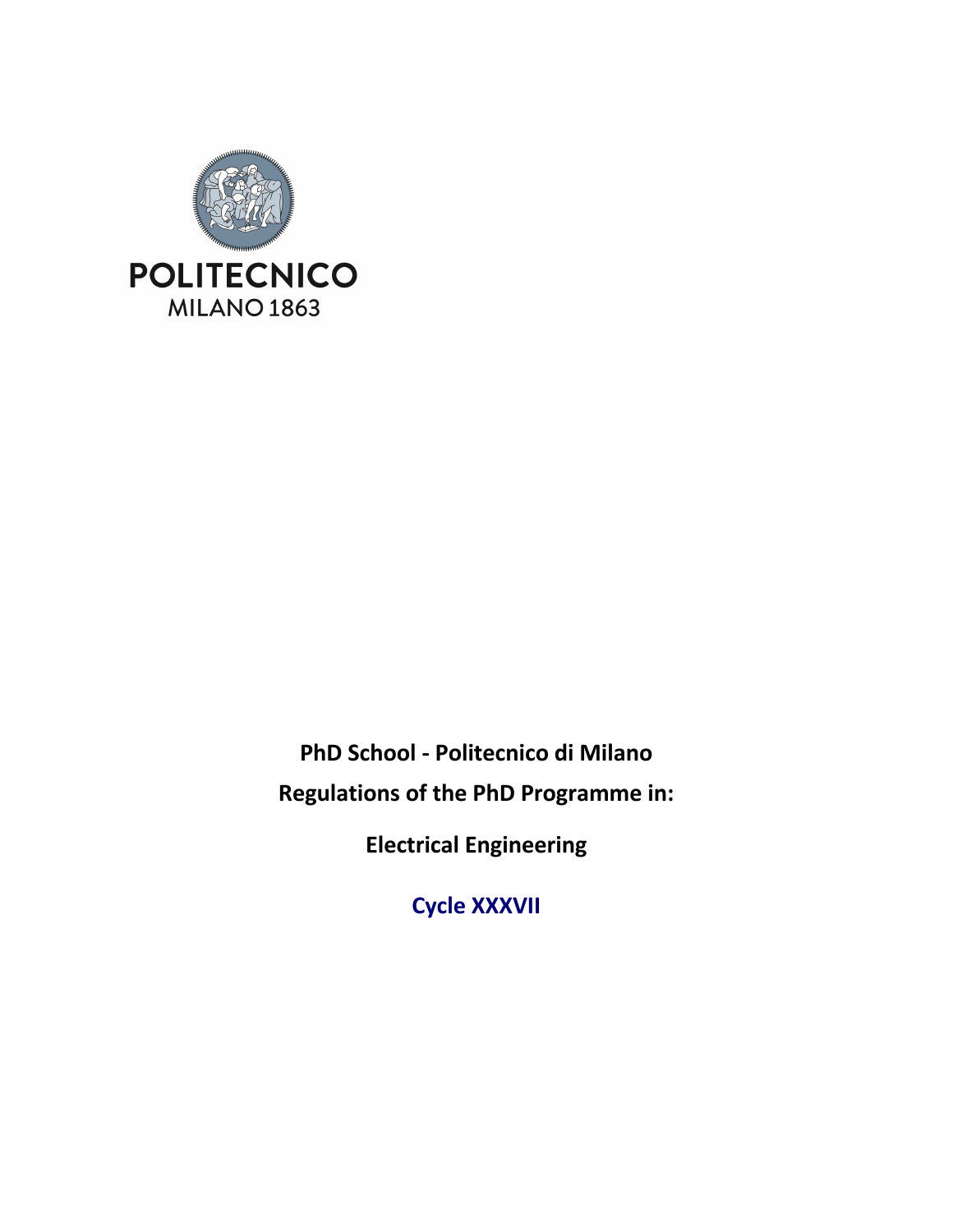POLITECNICO
MILANO 1863

**PhD School - Politecnico di Milano**

**Regulations of the PhD Programme in:**

**Electrical Engineering**

**Cycle XXXVII**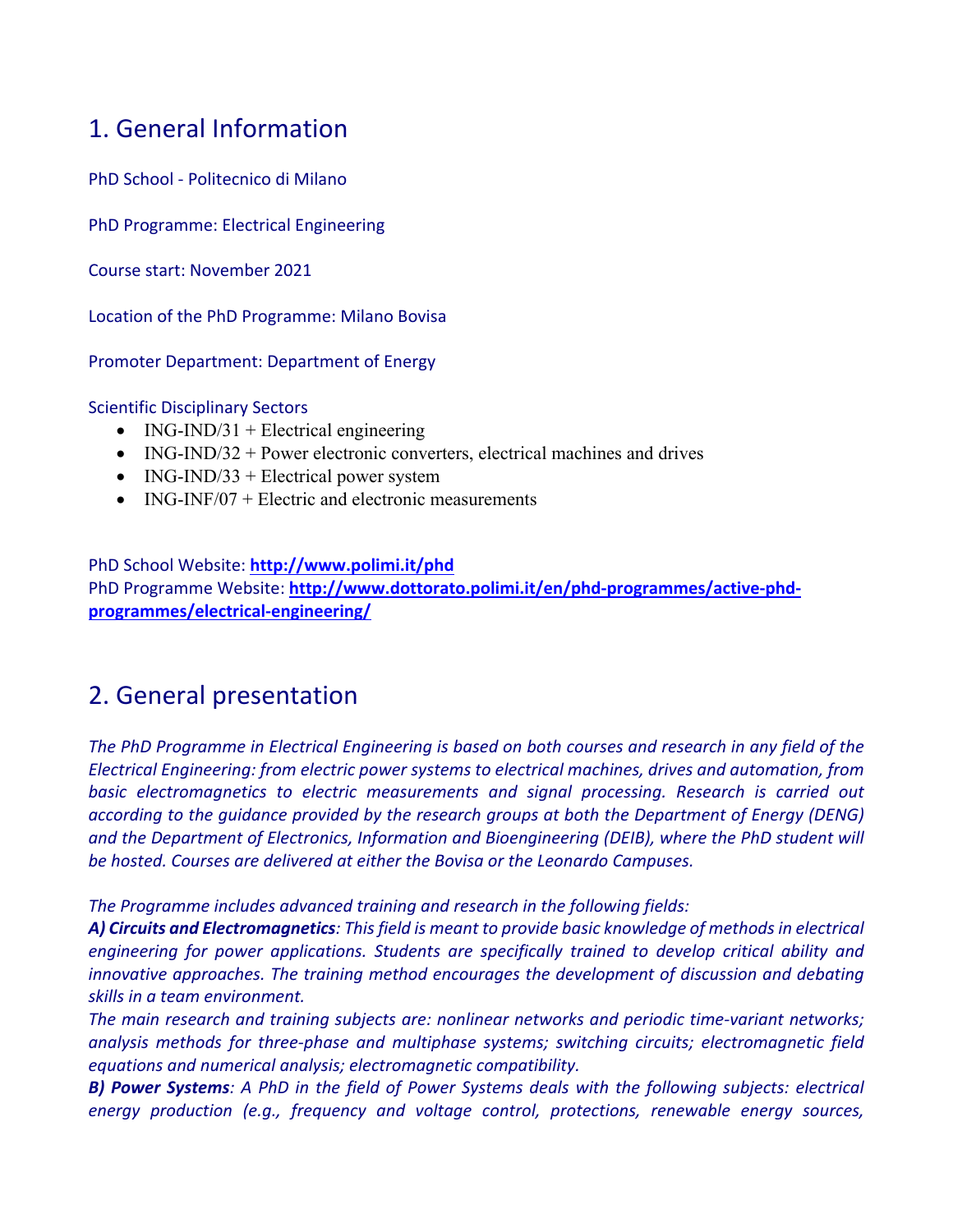## 1. General Information

PhD School - Politecnico di Milano

PhD Programme: Electrical Engineering

Course start: November 2021

Location of the PhD Programme: Milano Bovisa

Promoter Department: Department of Energy

Scientific Disciplinary Sectors

- ING-IND/31 + Electrical engineering
- ING-IND/32 + Power electronic converters, electrical machines and drives
- ING-IND/33 + Electrical power system
- ING-INF/07 + Electric and electronic measurements

PhD School Website: **http://www.polimi.it/phd**
PhD Programme Website: **http://www.dottorato.polimi.it/en/phd-programmes/active-phd-programmes/electrical-engineering/**

## 2. General presentation

*The PhD Programme in Electrical Engineering is based on both courses and research in any field of the Electrical Engineering: from electric power systems to electrical machines, drives and automation, from basic electromagnetics to electric measurements and signal processing. Research is carried out according to the guidance provided by the research groups at both the Department of Energy (DENG) and the Department of Electronics, Information and Bioengineering (DEIB), where the PhD student will be hosted. Courses are delivered at either the Bovisa or the Leonardo Campuses.*

*The Programme includes advanced training and research in the following fields:*
***A) Circuits and Electromagnetics****: This field is meant to provide basic knowledge of methods in electrical engineering for power applications. Students are specifically trained to develop critical ability and innovative approaches. The training method encourages the development of discussion and debating skills in a team environment.*
*The main research and training subjects are: nonlinear networks and periodic time-variant networks; analysis methods for three-phase and multiphase systems; switching circuits; electromagnetic field equations and numerical analysis; electromagnetic compatibility.*
***B) Power Systems****: A PhD in the field of Power Systems deals with the following subjects: electrical energy production (e.g., frequency and voltage control, protections, renewable energy sources,*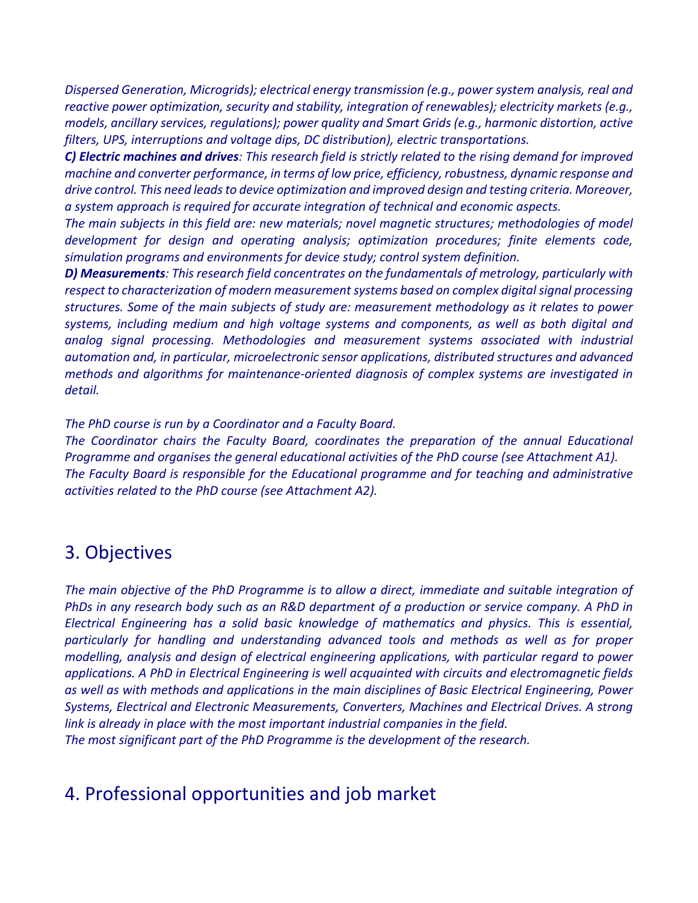*Dispersed Generation, Microgrids); electrical energy transmission (e.g., power system analysis, real and reactive power optimization, security and stability, integration of renewables); electricity markets (e.g., models, ancillary services, regulations); power quality and Smart Grids (e.g., harmonic distortion, active filters, UPS, interruptions and voltage dips, DC distribution), electric transportations.*

***C) Electric machines and drives**: This research field is strictly related to the rising demand for improved machine and converter performance, in terms of low price, efficiency, robustness, dynamic response and drive control. This need leads to device optimization and improved design and testing criteria. Moreover, a system approach is required for accurate integration of technical and economic aspects.*

*The main subjects in this field are: new materials; novel magnetic structures; methodologies of model development for design and operating analysis; optimization procedures; finite elements code, simulation programs and environments for device study; control system definition.*

***D) Measurements**: This research field concentrates on the fundamentals of metrology, particularly with respect to characterization of modern measurement systems based on complex digital signal processing structures. Some of the main subjects of study are: measurement methodology as it relates to power systems, including medium and high voltage systems and components, as well as both digital and analog signal processing. Methodologies and measurement systems associated with industrial automation and, in particular, microelectronic sensor applications, distributed structures and advanced methods and algorithms for maintenance-oriented diagnosis of complex systems are investigated in detail.*

*The PhD course is run by a Coordinator and a Faculty Board.*

*The Coordinator chairs the Faculty Board, coordinates the preparation of the annual Educational Programme and organises the general educational activities of the PhD course (see Attachment A1).*

*The Faculty Board is responsible for the Educational programme and for teaching and administrative activities related to the PhD course (see Attachment A2).*

## 3. Objectives

*The main objective of the PhD Programme is to allow a direct, immediate and suitable integration of PhDs in any research body such as an R&D department of a production or service company. A PhD in Electrical Engineering has a solid basic knowledge of mathematics and physics. This is essential, particularly for handling and understanding advanced tools and methods as well as for proper modelling, analysis and design of electrical engineering applications, with particular regard to power applications. A PhD in Electrical Engineering is well acquainted with circuits and electromagnetic fields as well as with methods and applications in the main disciplines of Basic Electrical Engineering, Power Systems, Electrical and Electronic Measurements, Converters, Machines and Electrical Drives. A strong link is already in place with the most important industrial companies in the field.*

*The most significant part of the PhD Programme is the development of the research.*

## 4. Professional opportunities and job market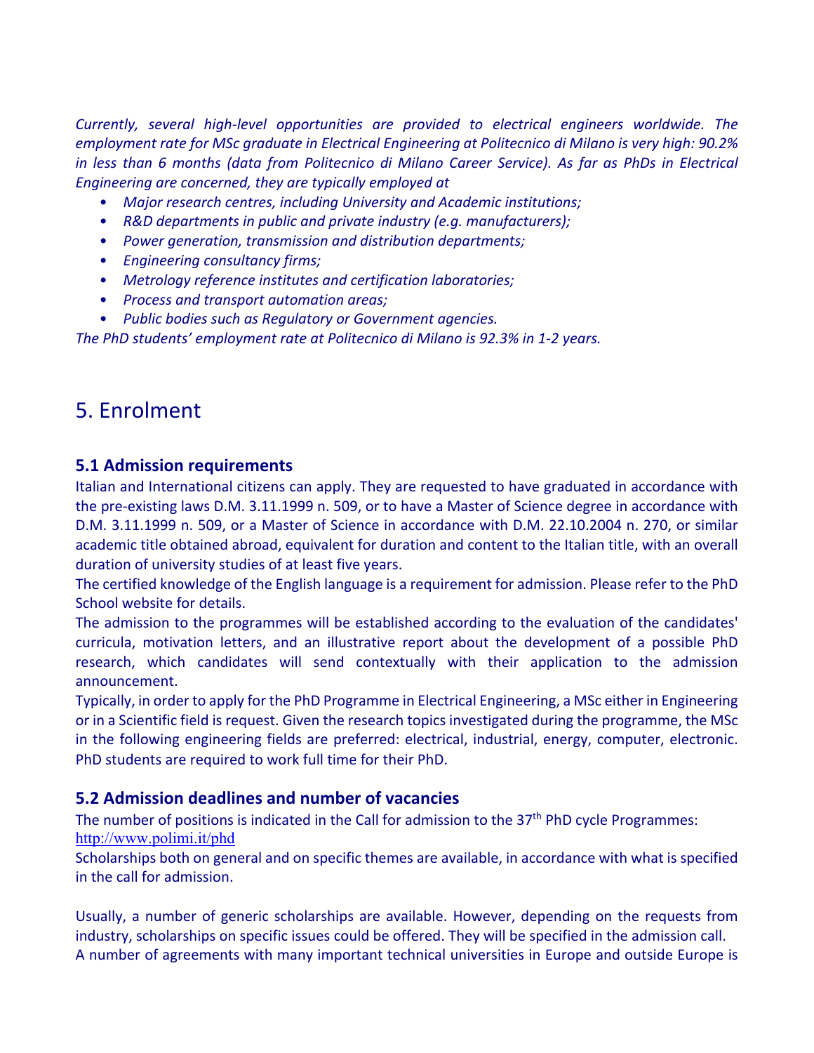*Currently, several high-level opportunities are provided to electrical engineers worldwide. The employment rate for MSc graduate in Electrical Engineering at Politecnico di Milano is very high: 90.2% in less than 6 months (data from Politecnico di Milano Career Service). As far as PhDs in Electrical Engineering are concerned, they are typically employed at*

- *Major research centres, including University and Academic institutions;*
- *R&D departments in public and private industry (e.g. manufacturers);*
- *Power generation, transmission and distribution departments;*
- *Engineering consultancy firms;*
- *Metrology reference institutes and certification laboratories;*
- *Process and transport automation areas;*
- *Public bodies such as Regulatory or Government agencies.*

*The PhD students' employment rate at Politecnico di Milano is 92.3% in 1-2 years.*

# 5. Enrolment

### 5.1 Admission requirements

Italian and International citizens can apply. They are requested to have graduated in accordance with the pre-existing laws D.M. 3.11.1999 n. 509, or to have a Master of Science degree in accordance with D.M. 3.11.1999 n. 509, or a Master of Science in accordance with D.M. 22.10.2004 n. 270, or similar academic title obtained abroad, equivalent for duration and content to the Italian title, with an overall duration of university studies of at least five years.

The certified knowledge of the English language is a requirement for admission. Please refer to the PhD School website for details.

The admission to the programmes will be established according to the evaluation of the candidates' curricula, motivation letters, and an illustrative report about the development of a possible PhD research, which candidates will send contextually with their application to the admission announcement.

Typically, in order to apply for the PhD Programme in Electrical Engineering, a MSc either in Engineering or in a Scientific field is request. Given the research topics investigated during the programme, the MSc in the following engineering fields are preferred: electrical, industrial, energy, computer, electronic. PhD students are required to work full time for their PhD.

### 5.2 Admission deadlines and number of vacancies

The number of positions is indicated in the Call for admission to the 37th PhD cycle Programmes: http://www.polimi.it/phd

Scholarships both on general and on specific themes are available, in accordance with what is specified in the call for admission.

Usually, a number of generic scholarships are available. However, depending on the requests from industry, scholarships on specific issues could be offered. They will be specified in the admission call.

A number of agreements with many important technical universities in Europe and outside Europe is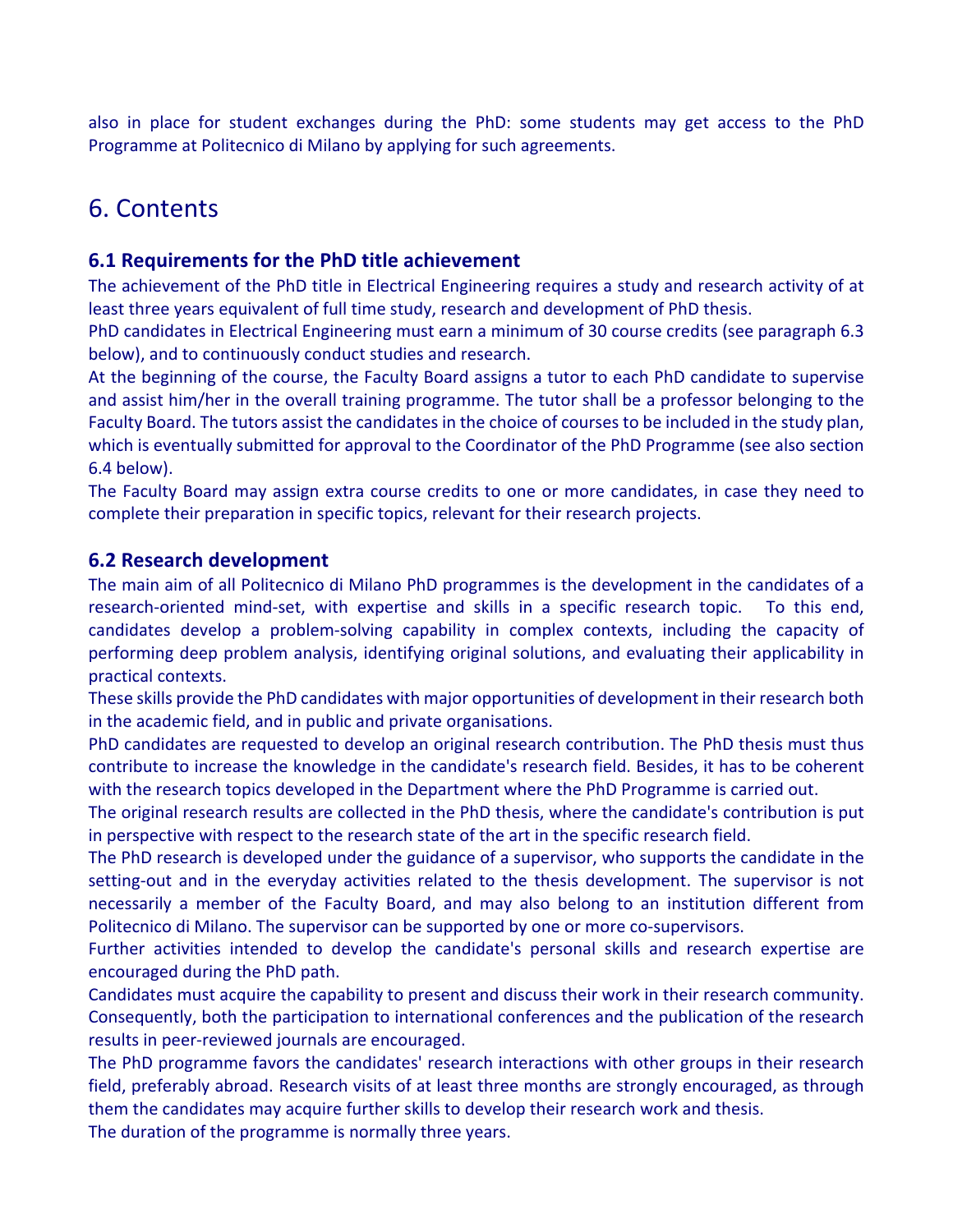also in place for student exchanges during the PhD: some students may get access to the PhD Programme at Politecnico di Milano by applying for such agreements.

## 6. Contents

### 6.1 Requirements for the PhD title achievement

The achievement of the PhD title in Electrical Engineering requires a study and research activity of at least three years equivalent of full time study, research and development of PhD thesis.

PhD candidates in Electrical Engineering must earn a minimum of 30 course credits (see paragraph 6.3 below), and to continuously conduct studies and research.

At the beginning of the course, the Faculty Board assigns a tutor to each PhD candidate to supervise and assist him/her in the overall training programme. The tutor shall be a professor belonging to the Faculty Board. The tutors assist the candidates in the choice of courses to be included in the study plan, which is eventually submitted for approval to the Coordinator of the PhD Programme (see also section 6.4 below).

The Faculty Board may assign extra course credits to one or more candidates, in case they need to complete their preparation in specific topics, relevant for their research projects.

### 6.2 Research development

The main aim of all Politecnico di Milano PhD programmes is the development in the candidates of a research-oriented mind-set, with expertise and skills in a specific research topic. To this end, candidates develop a problem-solving capability in complex contexts, including the capacity of performing deep problem analysis, identifying original solutions, and evaluating their applicability in practical contexts.

These skills provide the PhD candidates with major opportunities of development in their research both in the academic field, and in public and private organisations.

PhD candidates are requested to develop an original research contribution. The PhD thesis must thus contribute to increase the knowledge in the candidate's research field. Besides, it has to be coherent with the research topics developed in the Department where the PhD Programme is carried out.

The original research results are collected in the PhD thesis, where the candidate's contribution is put in perspective with respect to the research state of the art in the specific research field.

The PhD research is developed under the guidance of a supervisor, who supports the candidate in the setting-out and in the everyday activities related to the thesis development. The supervisor is not necessarily a member of the Faculty Board, and may also belong to an institution different from Politecnico di Milano. The supervisor can be supported by one or more co-supervisors.

Further activities intended to develop the candidate's personal skills and research expertise are encouraged during the PhD path.

Candidates must acquire the capability to present and discuss their work in their research community. Consequently, both the participation to international conferences and the publication of the research results in peer-reviewed journals are encouraged.

The PhD programme favors the candidates' research interactions with other groups in their research field, preferably abroad. Research visits of at least three months are strongly encouraged, as through them the candidates may acquire further skills to develop their research work and thesis.

The duration of the programme is normally three years.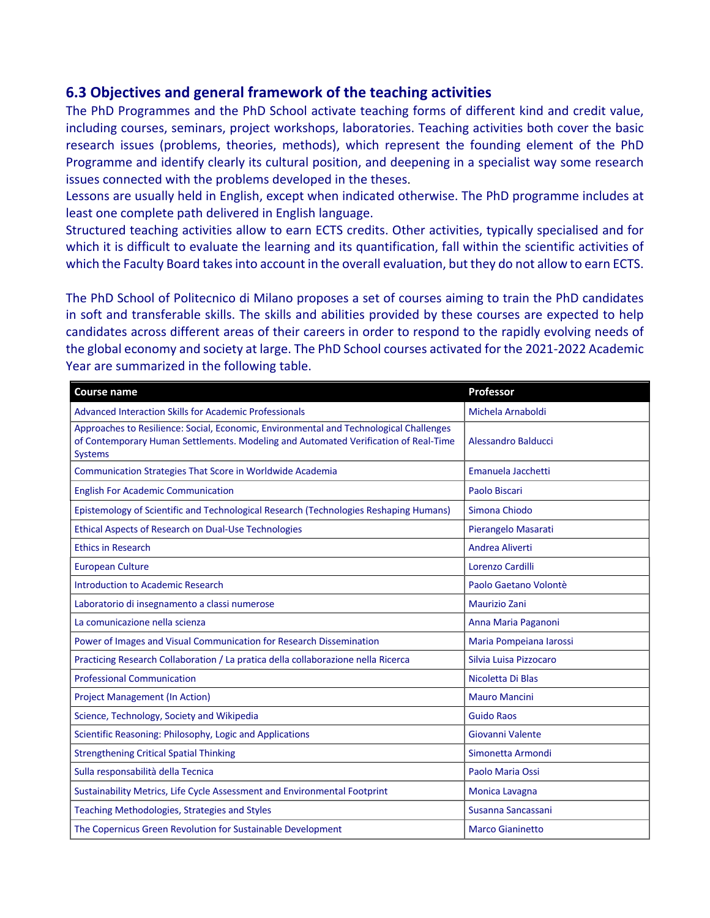### 6.3 Objectives and general framework of the teaching activities

The PhD Programmes and the PhD School activate teaching forms of different kind and credit value, including courses, seminars, project workshops, laboratories. Teaching activities both cover the basic research issues (problems, theories, methods), which represent the founding element of the PhD Programme and identify clearly its cultural position, and deepening in a specialist way some research issues connected with the problems developed in the theses.

Lessons are usually held in English, except when indicated otherwise. The PhD programme includes at least one complete path delivered in English language.

Structured teaching activities allow to earn ECTS credits. Other activities, typically specialised and for which it is difficult to evaluate the learning and its quantification, fall within the scientific activities of which the Faculty Board takes into account in the overall evaluation, but they do not allow to earn ECTS.

The PhD School of Politecnico di Milano proposes a set of courses aiming to train the PhD candidates in soft and transferable skills. The skills and abilities provided by these courses are expected to help candidates across different areas of their careers in order to respond to the rapidly evolving needs of the global economy and society at large. The PhD School courses activated for the 2021-2022 Academic Year are summarized in the following table.

| Course name | Professor |
|---|---|
| Advanced Interaction Skills for Academic Professionals | Michela Arnaboldi |
| Approaches to Resilience: Social, Economic, Environmental and Technological Challenges of Contemporary Human Settlements. Modeling and Automated Verification of Real-Time Systems | Alessandro Balducci |
| Communication Strategies That Score in Worldwide Academia | Emanuela Jacchetti |
| English For Academic Communication | Paolo Biscari |
| Epistemology of Scientific and Technological Research (Technologies Reshaping Humans) | Simona Chiodo |
| Ethical Aspects of Research on Dual-Use Technologies | Pierangelo Masarati |
| Ethics in Research | Andrea Aliverti |
| European Culture | Lorenzo Cardilli |
| Introduction to Academic Research | Paolo Gaetano Volontè |
| Laboratorio di insegnamento a classi numerose | Maurizio Zani |
| La comunicazione nella scienza | Anna Maria Paganoni |
| Power of Images and Visual Communication for Research Dissemination | Maria Pompeiana Iarossi |
| Practicing Research Collaboration / La pratica della collaborazione nella Ricerca | Silvia Luisa Pizzocaro |
| Professional Communication | Nicoletta Di Blas |
| Project Management (In Action) | Mauro Mancini |
| Science, Technology, Society and Wikipedia | Guido Raos |
| Scientific Reasoning: Philosophy, Logic and Applications | Giovanni Valente |
| Strengthening Critical Spatial Thinking | Simonetta Armondi |
| Sulla responsabilità della Tecnica | Paolo Maria Ossi |
| Sustainability Metrics, Life Cycle Assessment and Environmental Footprint | Monica Lavagna |
| Teaching Methodologies, Strategies and Styles | Susanna Sancassani |
| The Copernicus Green Revolution for Sustainable Development | Marco Gianinetto |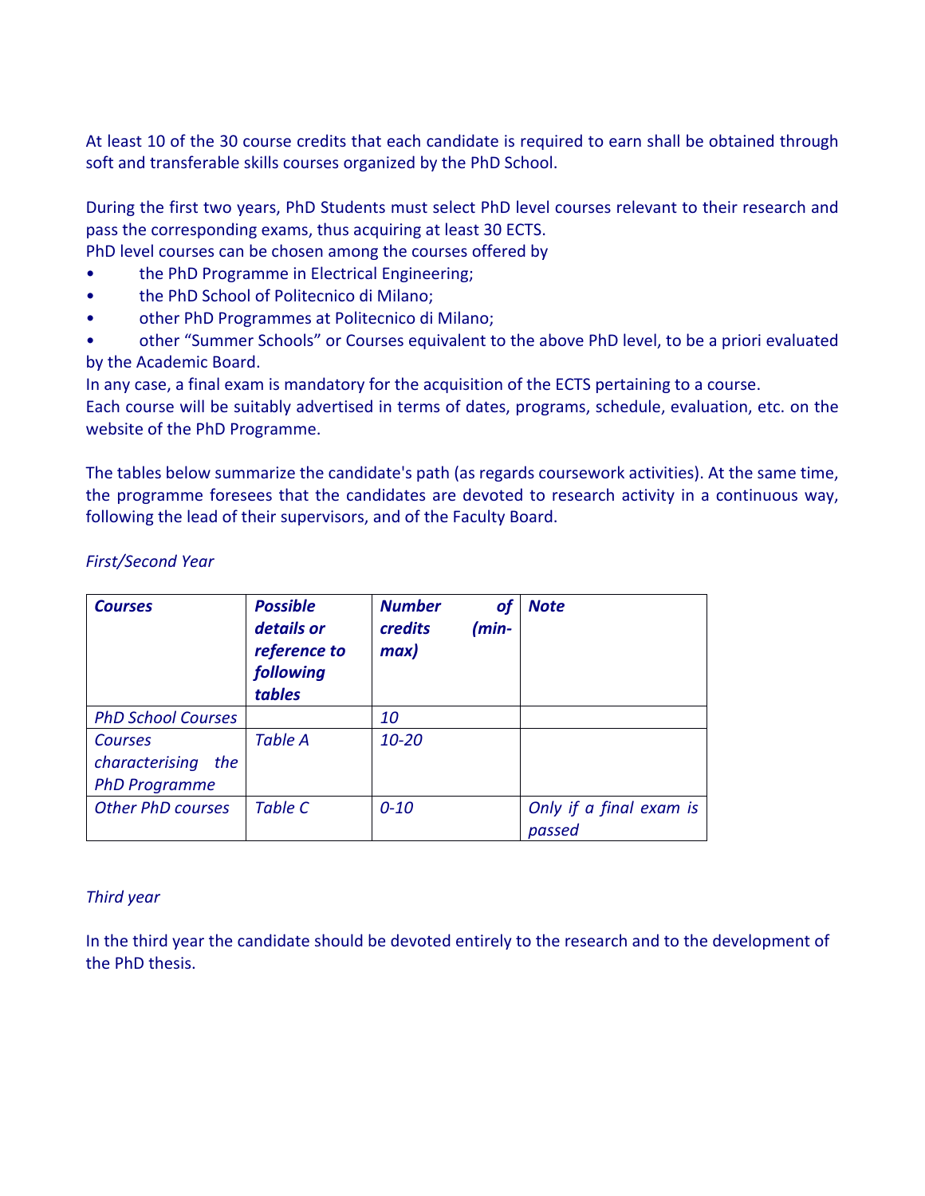At least 10 of the 30 course credits that each candidate is required to earn shall be obtained through soft and transferable skills courses organized by the PhD School.

During the first two years, PhD Students must select PhD level courses relevant to their research and pass the corresponding exams, thus acquiring at least 30 ECTS.
PhD level courses can be chosen among the courses offered by

- the PhD Programme in Electrical Engineering;
- the PhD School of Politecnico di Milano;
- other PhD Programmes at Politecnico di Milano;
- other "Summer Schools" or Courses equivalent to the above PhD level, to be a priori evaluated by the Academic Board.

In any case, a final exam is mandatory for the acquisition of the ECTS pertaining to a course.
Each course will be suitably advertised in terms of dates, programs, schedule, evaluation, etc. on the website of the PhD Programme.

The tables below summarize the candidate's path (as regards coursework activities). At the same time, the programme foresees that the candidates are devoted to research activity in a continuous way, following the lead of their supervisors, and of the Faculty Board.

*First/Second Year*

| ***Courses*** | ***Possible details or reference to following tables*** | ***Number of credits (min-max)*** | ***Note*** |
|---|---|---|---|
| *PhD School Courses* | | *10* | |
| *Courses characterising the PhD Programme* | *Table A* | *10-20* | |
| *Other PhD courses* | *Table C* | *0-10* | *Only if a final exam is passed* |

*Third year*

In the third year the candidate should be devoted entirely to the research and to the development of the PhD thesis.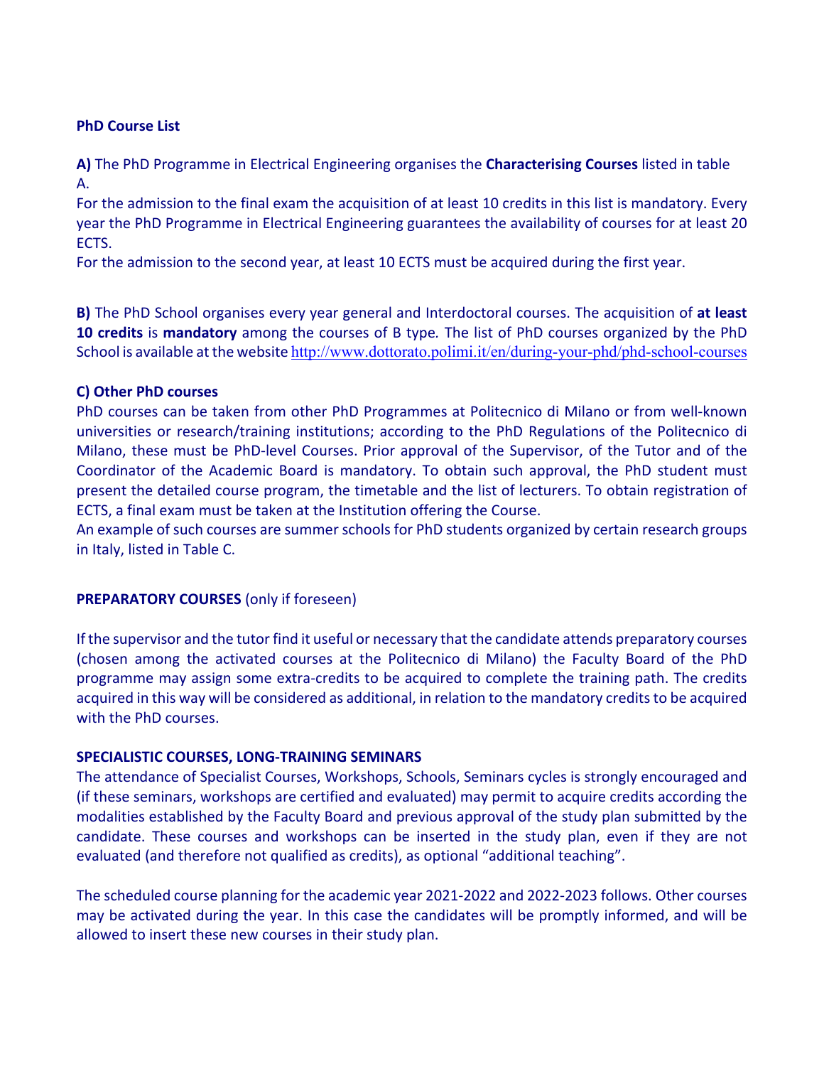**PhD Course List**

**A)** The PhD Programme in Electrical Engineering organises the **Characterising Courses** listed in table A.

For the admission to the final exam the acquisition of at least 10 credits in this list is mandatory. Every year the PhD Programme in Electrical Engineering guarantees the availability of courses for at least 20 ECTS.

For the admission to the second year, at least 10 ECTS must be acquired during the first year.

**B)** The PhD School organises every year general and Interdoctoral courses. The acquisition of **at least 10 credits** is **mandatory** among the courses of B type. The list of PhD courses organized by the PhD School is available at the website http://www.dottorato.polimi.it/en/during-your-phd/phd-school-courses

**C) Other PhD courses**

PhD courses can be taken from other PhD Programmes at Politecnico di Milano or from well-known universities or research/training institutions; according to the PhD Regulations of the Politecnico di Milano, these must be PhD-level Courses. Prior approval of the Supervisor, of the Tutor and of the Coordinator of the Academic Board is mandatory. To obtain such approval, the PhD student must present the detailed course program, the timetable and the list of lecturers. To obtain registration of ECTS, a final exam must be taken at the Institution offering the Course.

An example of such courses are summer schools for PhD students organized by certain research groups in Italy, listed in Table C.

**PREPARATORY COURSES** (only if foreseen)

If the supervisor and the tutor find it useful or necessary that the candidate attends preparatory courses (chosen among the activated courses at the Politecnico di Milano) the Faculty Board of the PhD programme may assign some extra-credits to be acquired to complete the training path. The credits acquired in this way will be considered as additional, in relation to the mandatory credits to be acquired with the PhD courses.

**SPECIALISTIC COURSES, LONG-TRAINING SEMINARS**

The attendance of Specialist Courses, Workshops, Schools, Seminars cycles is strongly encouraged and (if these seminars, workshops are certified and evaluated) may permit to acquire credits according the modalities established by the Faculty Board and previous approval of the study plan submitted by the candidate. These courses and workshops can be inserted in the study plan, even if they are not evaluated (and therefore not qualified as credits), as optional "additional teaching".

The scheduled course planning for the academic year 2021-2022 and 2022-2023 follows. Other courses may be activated during the year. In this case the candidates will be promptly informed, and will be allowed to insert these new courses in their study plan.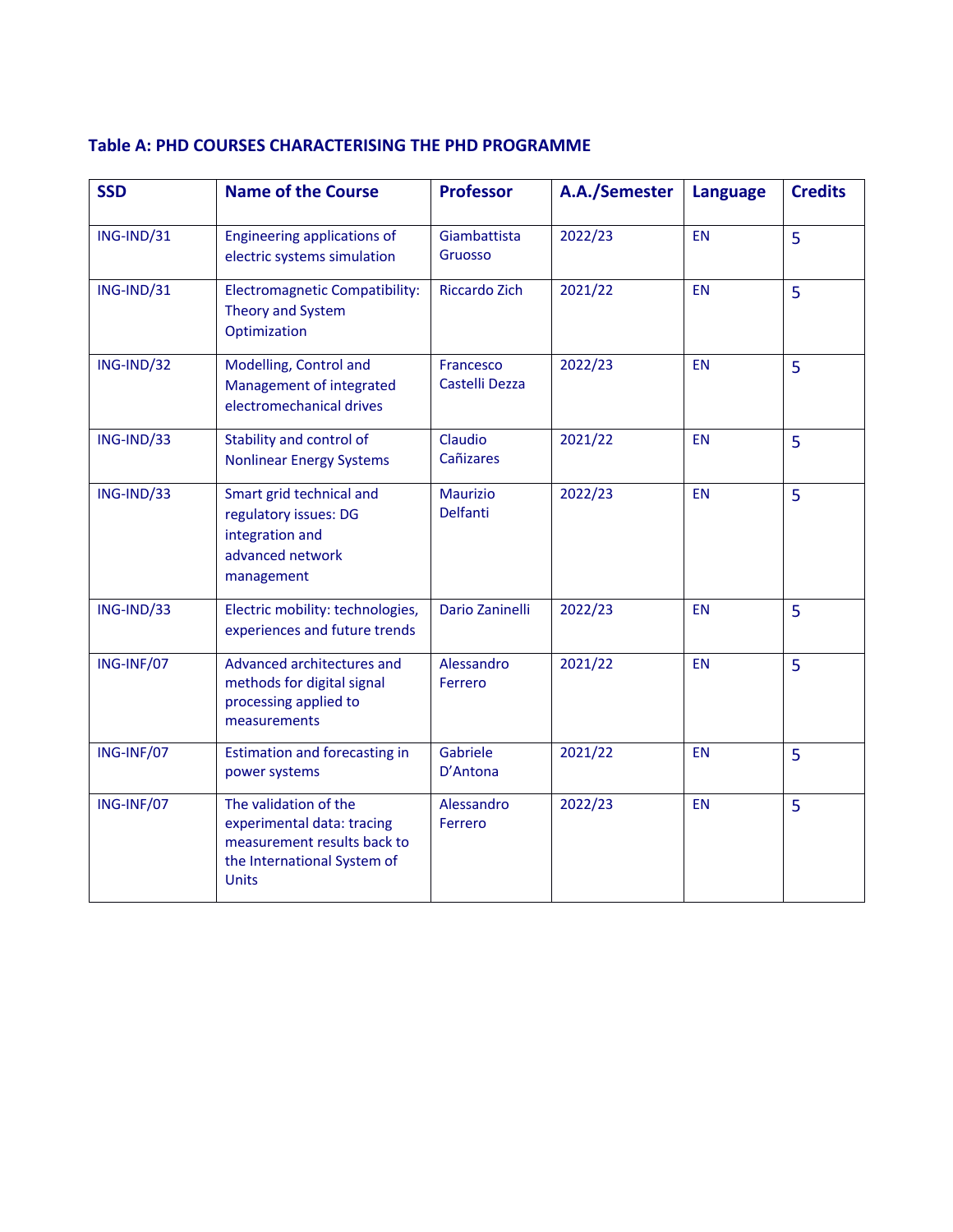**Table A: PHD COURSES CHARACTERISING THE PHD PROGRAMME**

| SSD | Name of the Course | Professor | A.A./Semester | Language | Credits |
|---|---|---|---|---|---|
| ING-IND/31 | Engineering applications of electric systems simulation | Giambattista Gruosso | 2022/23 | EN | 5 |
| ING-IND/31 | Electromagnetic Compatibility: Theory and System Optimization | Riccardo Zich | 2021/22 | EN | 5 |
| ING-IND/32 | Modelling, Control and Management of integrated electromechanical drives | Francesco Castelli Dezza | 2022/23 | EN | 5 |
| ING-IND/33 | Stability and control of Nonlinear Energy Systems | Claudio Cañizares | 2021/22 | EN | 5 |
| ING-IND/33 | Smart grid technical and regulatory issues: DG integration and advanced network management | Maurizio Delfanti | 2022/23 | EN | 5 |
| ING-IND/33 | Electric mobility: technologies, experiences and future trends | Dario Zaninelli | 2022/23 | EN | 5 |
| ING-INF/07 | Advanced architectures and methods for digital signal processing applied to measurements | Alessandro Ferrero | 2021/22 | EN | 5 |
| ING-INF/07 | Estimation and forecasting in power systems | Gabriele D'Antona | 2021/22 | EN | 5 |
| ING-INF/07 | The validation of the experimental data: tracing measurement results back to the International System of Units | Alessandro Ferrero | 2022/23 | EN | 5 |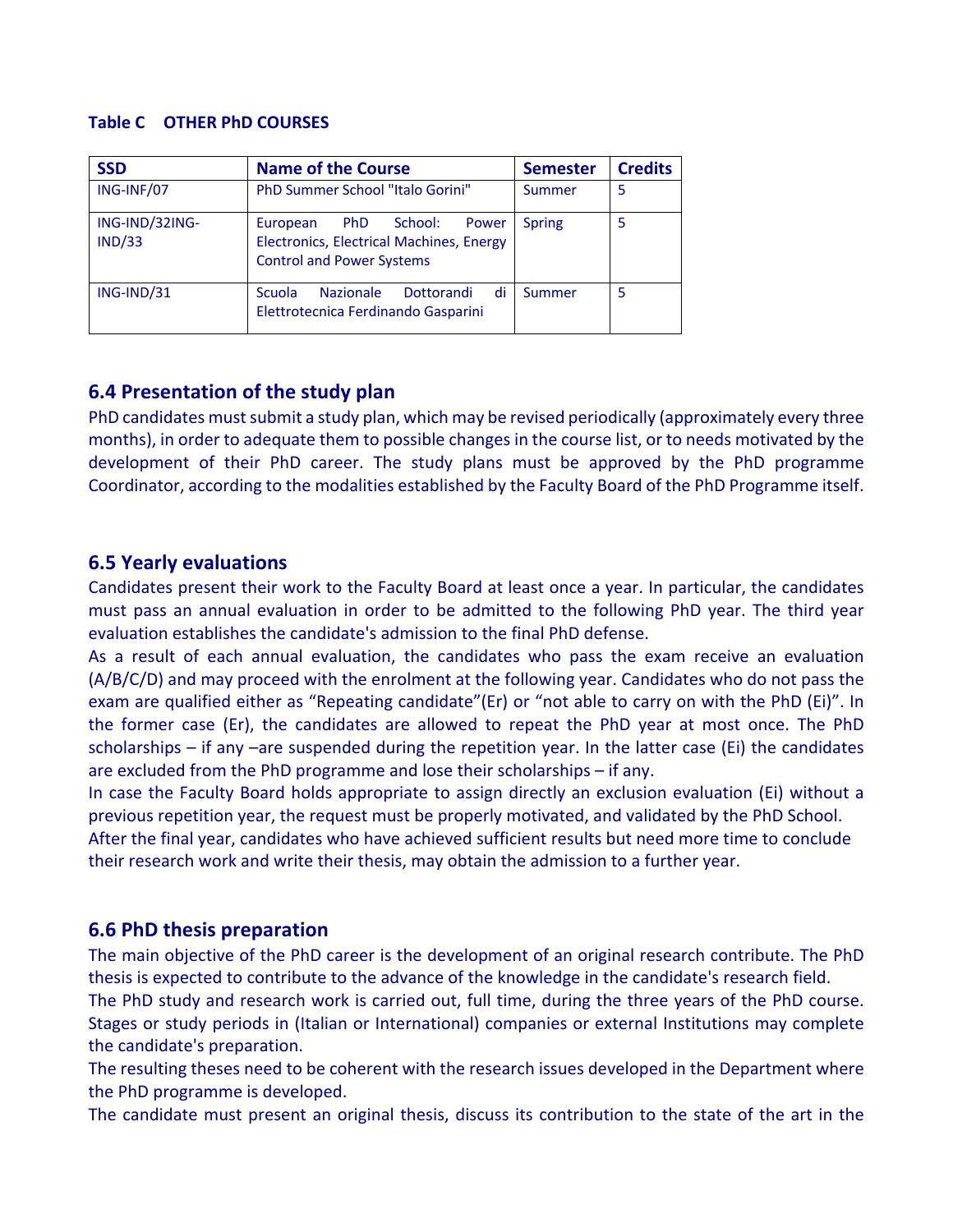**Table C OTHER PhD COURSES**

| SSD | Name of the Course | Semester | Credits |
|---|---|---|---|
| ING-INF/07 | PhD Summer School "Italo Gorini" | Summer | 5 |
| ING-IND/32ING-IND/33 | European PhD School: Power Electronics, Electrical Machines, Energy Control and Power Systems | Spring | 5 |
| ING-IND/31 | Scuola Nazionale Dottorandi di Elettrotecnica Ferdinando Gasparini | Summer | 5 |

## 6.4 Presentation of the study plan

PhD candidates must submit a study plan, which may be revised periodically (approximately every three months), in order to adequate them to possible changes in the course list, or to needs motivated by the development of their PhD career. The study plans must be approved by the PhD programme Coordinator, according to the modalities established by the Faculty Board of the PhD Programme itself.

## 6.5 Yearly evaluations

Candidates present their work to the Faculty Board at least once a year. In particular, the candidates must pass an annual evaluation in order to be admitted to the following PhD year. The third year evaluation establishes the candidate's admission to the final PhD defense.

As a result of each annual evaluation, the candidates who pass the exam receive an evaluation (A/B/C/D) and may proceed with the enrolment at the following year. Candidates who do not pass the exam are qualified either as “Repeating candidate”(Er) or “not able to carry on with the PhD (Ei)”. In the former case (Er), the candidates are allowed to repeat the PhD year at most once. The PhD scholarships – if any –are suspended during the repetition year. In the latter case (Ei) the candidates are excluded from the PhD programme and lose their scholarships – if any.

In case the Faculty Board holds appropriate to assign directly an exclusion evaluation (Ei) without a previous repetition year, the request must be properly motivated, and validated by the PhD School.

After the final year, candidates who have achieved sufficient results but need more time to conclude their research work and write their thesis, may obtain the admission to a further year.

## 6.6 PhD thesis preparation

The main objective of the PhD career is the development of an original research contribute. The PhD thesis is expected to contribute to the advance of the knowledge in the candidate's research field.

The PhD study and research work is carried out, full time, during the three years of the PhD course. Stages or study periods in (Italian or International) companies or external Institutions may complete the candidate's preparation.

The resulting theses need to be coherent with the research issues developed in the Department where the PhD programme is developed.

The candidate must present an original thesis, discuss its contribution to the state of the art in the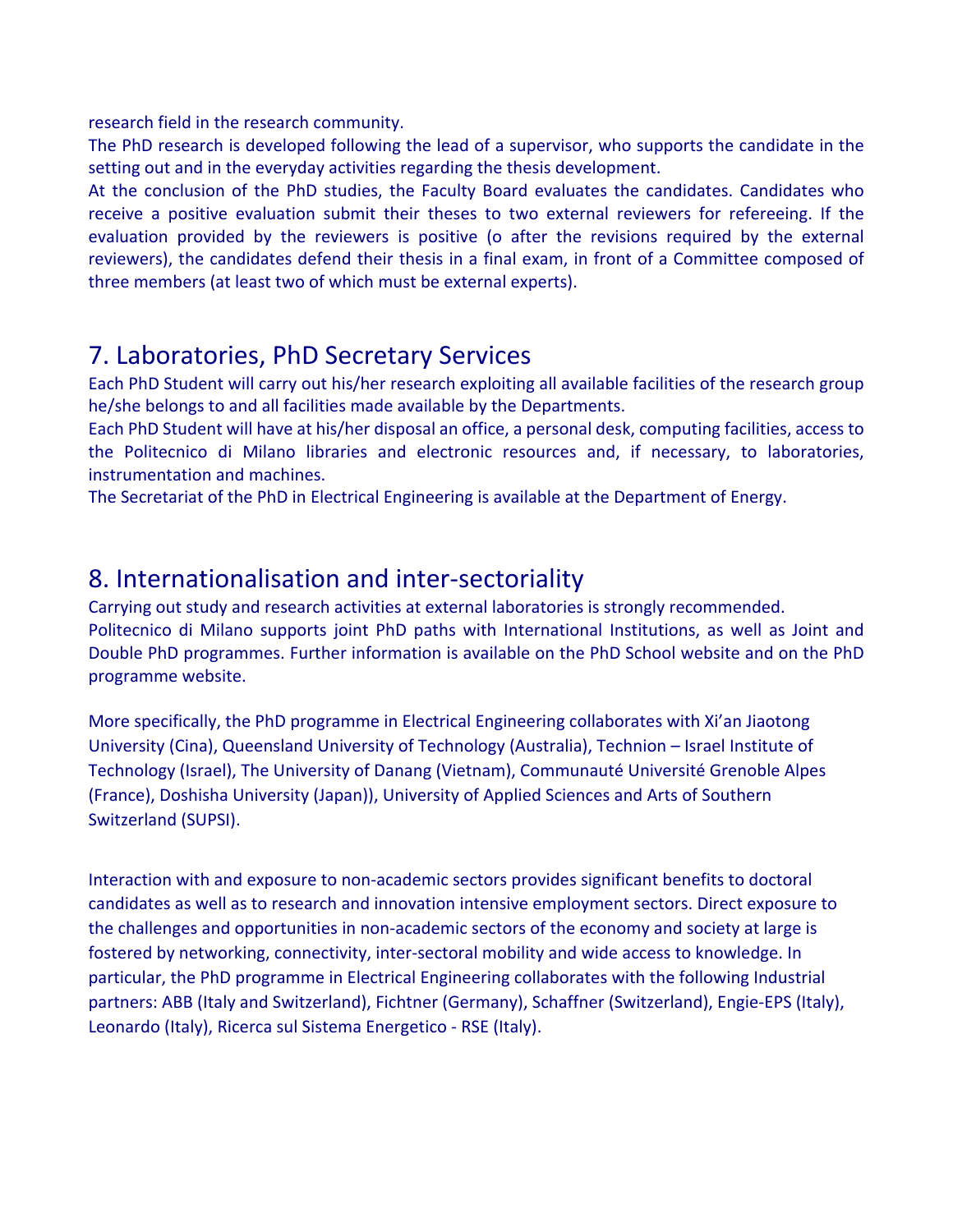research field in the research community.

The PhD research is developed following the lead of a supervisor, who supports the candidate in the setting out and in the everyday activities regarding the thesis development.

At the conclusion of the PhD studies, the Faculty Board evaluates the candidates. Candidates who receive a positive evaluation submit their theses to two external reviewers for refereeing. If the evaluation provided by the reviewers is positive (o after the revisions required by the external reviewers), the candidates defend their thesis in a final exam, in front of a Committee composed of three members (at least two of which must be external experts).

## 7. Laboratories, PhD Secretary Services

Each PhD Student will carry out his/her research exploiting all available facilities of the research group he/she belongs to and all facilities made available by the Departments.

Each PhD Student will have at his/her disposal an office, a personal desk, computing facilities, access to the Politecnico di Milano libraries and electronic resources and, if necessary, to laboratories, instrumentation and machines.

The Secretariat of the PhD in Electrical Engineering is available at the Department of Energy.

## 8. Internationalisation and inter-sectoriality

Carrying out study and research activities at external laboratories is strongly recommended.

Politecnico di Milano supports joint PhD paths with International Institutions, as well as Joint and Double PhD programmes. Further information is available on the PhD School website and on the PhD programme website.

More specifically, the PhD programme in Electrical Engineering collaborates with Xi'an Jiaotong University (Cina), Queensland University of Technology (Australia), Technion – Israel Institute of Technology (Israel), The University of Danang (Vietnam), Communauté Université Grenoble Alpes (France), Doshisha University (Japan)), University of Applied Sciences and Arts of Southern Switzerland (SUPSI).

Interaction with and exposure to non-academic sectors provides significant benefits to doctoral candidates as well as to research and innovation intensive employment sectors. Direct exposure to the challenges and opportunities in non-academic sectors of the economy and society at large is fostered by networking, connectivity, inter-sectoral mobility and wide access to knowledge. In particular, the PhD programme in Electrical Engineering collaborates with the following Industrial partners: ABB (Italy and Switzerland), Fichtner (Germany), Schaffner (Switzerland), Engie-EPS (Italy), Leonardo (Italy), Ricerca sul Sistema Energetico - RSE (Italy).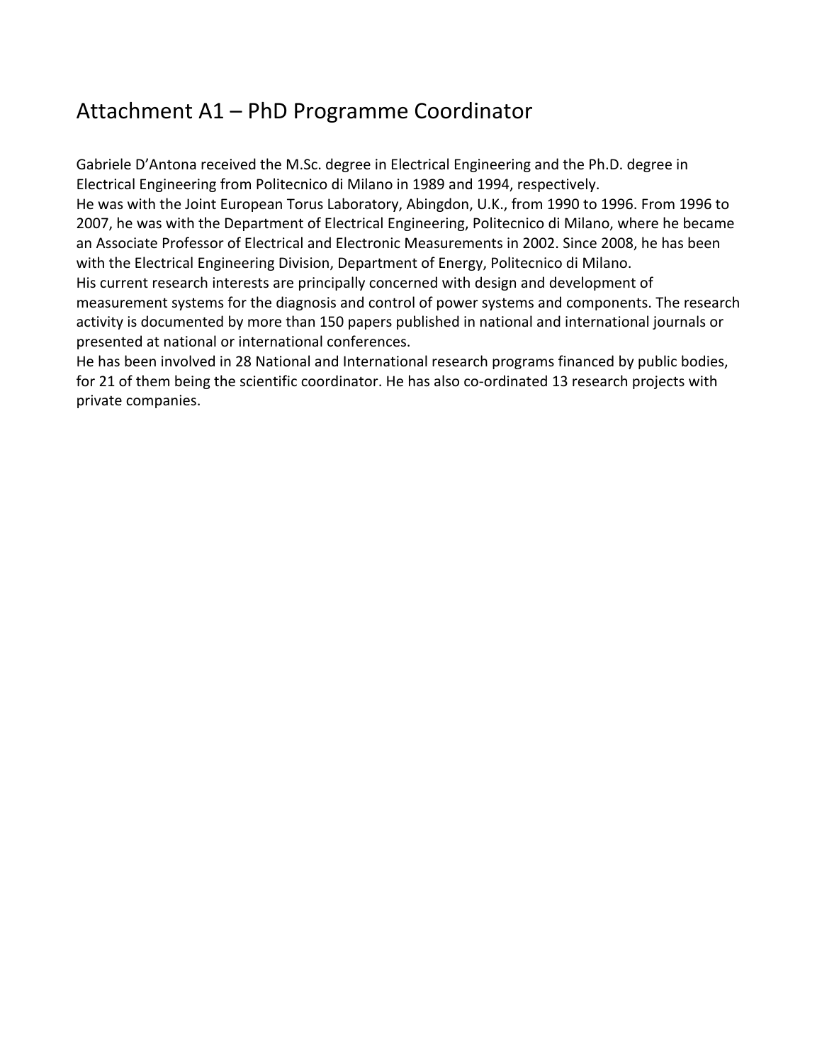# Attachment A1 – PhD Programme Coordinator

Gabriele D'Antona received the M.Sc. degree in Electrical Engineering and the Ph.D. degree in Electrical Engineering from Politecnico di Milano in 1989 and 1994, respectively.
He was with the Joint European Torus Laboratory, Abingdon, U.K., from 1990 to 1996. From 1996 to 2007, he was with the Department of Electrical Engineering, Politecnico di Milano, where he became an Associate Professor of Electrical and Electronic Measurements in 2002. Since 2008, he has been with the Electrical Engineering Division, Department of Energy, Politecnico di Milano.
His current research interests are principally concerned with design and development of measurement systems for the diagnosis and control of power systems and components. The research activity is documented by more than 150 papers published in national and international journals or presented at national or international conferences.
He has been involved in 28 National and International research programs financed by public bodies, for 21 of them being the scientific coordinator. He has also co-ordinated 13 research projects with private companies.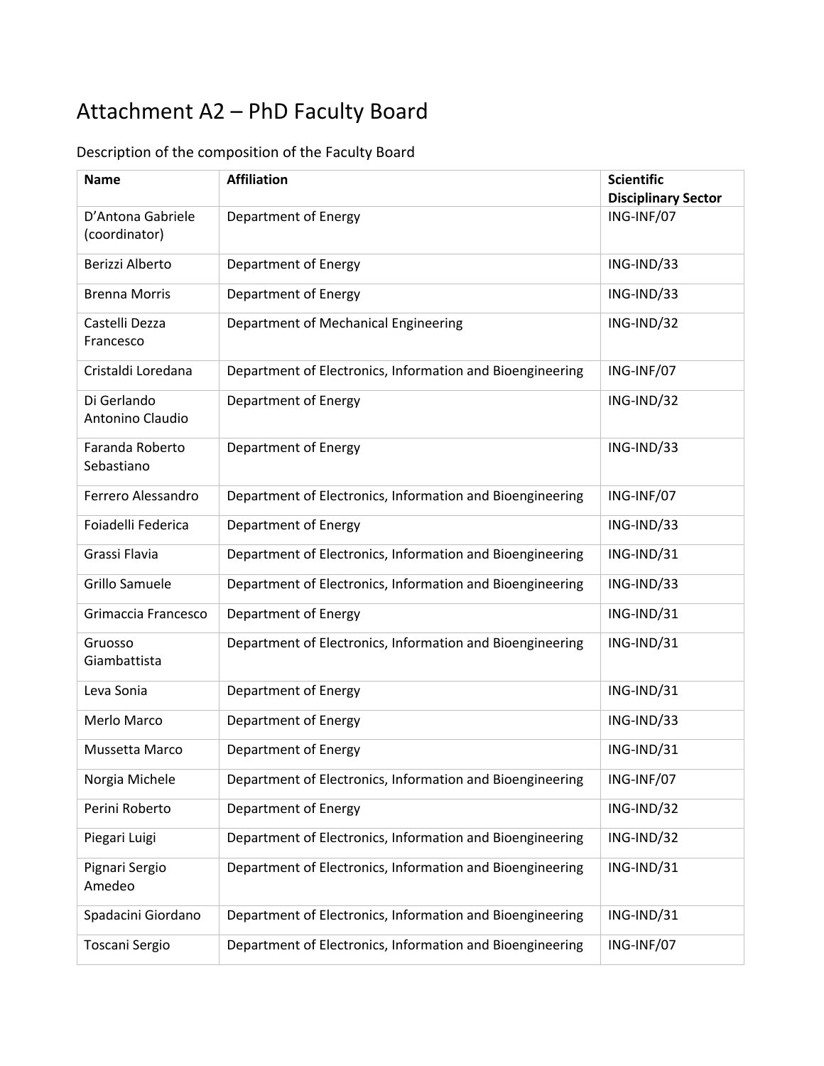# Attachment A2 – PhD Faculty Board

Description of the composition of the Faculty Board

| Name | Affiliation | Scientific Disciplinary Sector |
|---|---|---|
| D'Antona Gabriele (coordinator) | Department of Energy | ING-INF/07 |
| Berizzi Alberto | Department of Energy | ING-IND/33 |
| Brenna Morris | Department of Energy | ING-IND/33 |
| Castelli Dezza Francesco | Department of Mechanical Engineering | ING-IND/32 |
| Cristaldi Loredana | Department of Electronics, Information and Bioengineering | ING-INF/07 |
| Di Gerlando Antonino Claudio | Department of Energy | ING-IND/32 |
| Faranda Roberto Sebastiano | Department of Energy | ING-IND/33 |
| Ferrero Alessandro | Department of Electronics, Information and Bioengineering | ING-INF/07 |
| Foiadelli Federica | Department of Energy | ING-IND/33 |
| Grassi Flavia | Department of Electronics, Information and Bioengineering | ING-IND/31 |
| Grillo Samuele | Department of Electronics, Information and Bioengineering | ING-IND/33 |
| Grimaccia Francesco | Department of Energy | ING-IND/31 |
| Gruosso Giambattista | Department of Electronics, Information and Bioengineering | ING-IND/31 |
| Leva Sonia | Department of Energy | ING-IND/31 |
| Merlo Marco | Department of Energy | ING-IND/33 |
| Mussetta Marco | Department of Energy | ING-IND/31 |
| Norgia Michele | Department of Electronics, Information and Bioengineering | ING-INF/07 |
| Perini Roberto | Department of Energy | ING-IND/32 |
| Piegari Luigi | Department of Electronics, Information and Bioengineering | ING-IND/32 |
| Pignari Sergio Amedeo | Department of Electronics, Information and Bioengineering | ING-IND/31 |
| Spadacini Giordano | Department of Electronics, Information and Bioengineering | ING-IND/31 |
| Toscani Sergio | Department of Electronics, Information and Bioengineering | ING-INF/07 |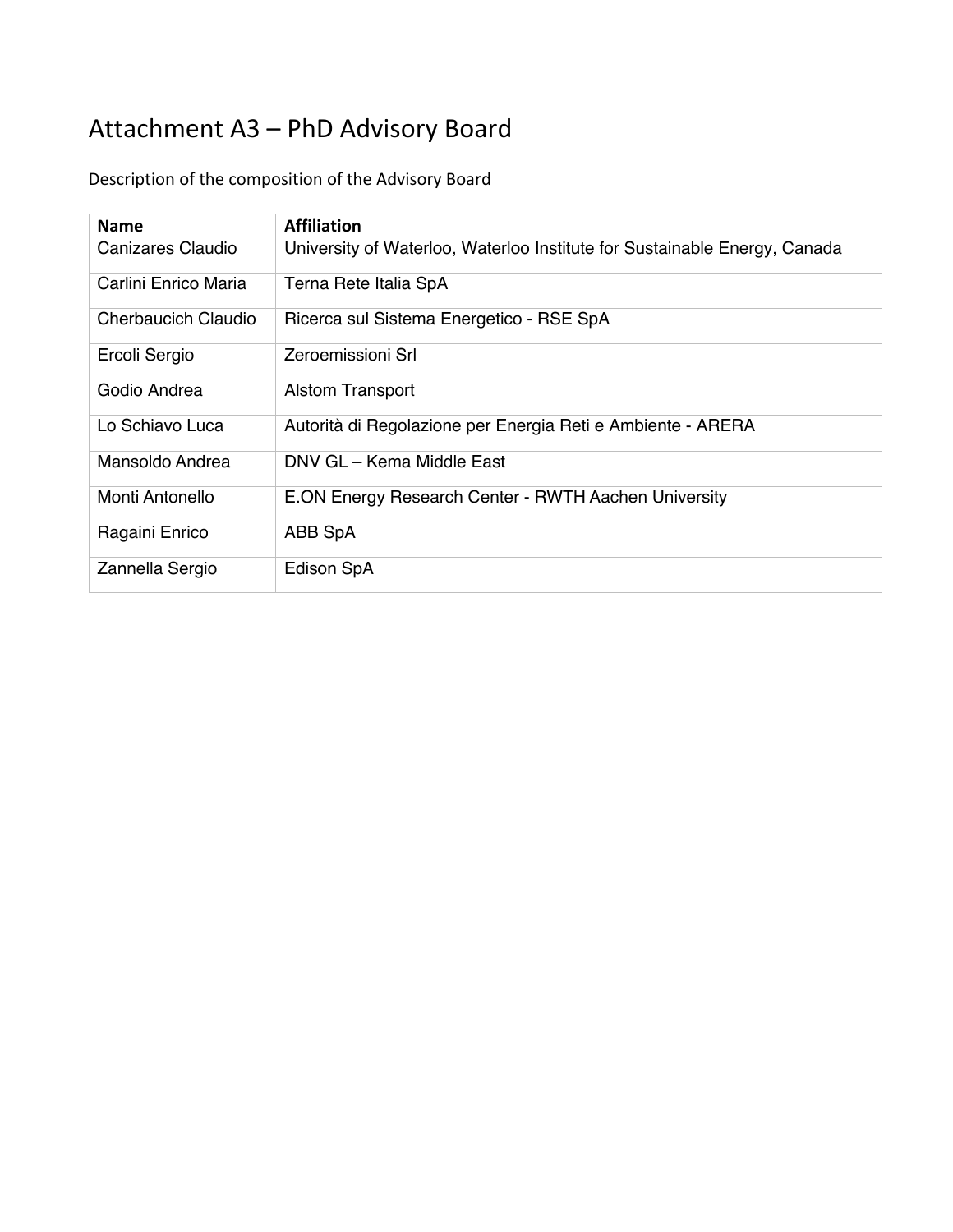# Attachment A3 – PhD Advisory Board

Description of the composition of the Advisory Board

| Name | Affiliation |
| --- | --- |
| Canizares Claudio | University of Waterloo, Waterloo Institute for Sustainable Energy, Canada |
| Carlini Enrico Maria | Terna Rete Italia SpA |
| Cherbaucich Claudio | Ricerca sul Sistema Energetico - RSE SpA |
| Ercoli Sergio | Zeroemissioni Srl |
| Godio Andrea | Alstom Transport |
| Lo Schiavo Luca | Autorità di Regolazione per Energia Reti e Ambiente - ARERA |
| Mansoldo Andrea | DNV GL – Kema Middle East |
| Monti Antonello | E.ON Energy Research Center - RWTH Aachen University |
| Ragaini Enrico | ABB SpA |
| Zannella Sergio | Edison SpA |